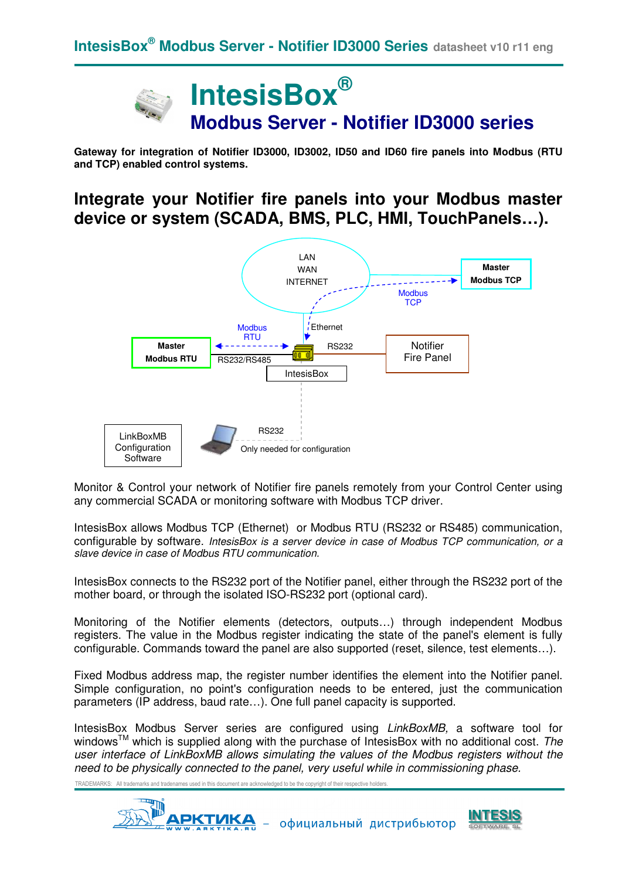# IntesisBox®

## Modbus Server - Notifier ID3000 series

**Gateway for integration of Notifier ID3000, ID3002, ID50 and ID60 fire panels into Modbus (RTU and TCP) enabled control systems.**

## Integrate your Notifier fire panels into your Modbus master device or system (SCADA, BMS, PLC, HMI, TouchPanels…).

LAN
WAN
INTERNET

Master Modbus TCP

Modbus TCP

Ethernet

Modbus RTU

Master Modbus RTU

RS232/RS485

RS232

Notifier Fire Panel

IntesisBox

LinkBoxMB Configuration Software

RS232

Only needed for configuration

Monitor & Control your network of Notifier fire panels remotely from your Control Center using any commercial SCADA or monitoring software with Modbus TCP driver.

IntesisBox allows Modbus TCP (Ethernet) or Modbus RTU (RS232 or RS485) communication, configurable by software. *IntesisBox is a server device in case of Modbus TCP communication, or a slave device in case of Modbus RTU communication.*

IntesisBox connects to the RS232 port of the Notifier panel, either through the RS232 port of the mother board, or through the isolated ISO-RS232 port (optional card).

Monitoring of the Notifier elements (detectors, outputs…) through independent Modbus registers. The value in the Modbus register indicating the state of the panel's element is fully configurable. Commands toward the panel are also supported (reset, silence, test elements…).

Fixed Modbus address map, the register number identifies the element into the Notifier panel. Simple configuration, no point's configuration needs to be entered, just the communication parameters (IP address, baud rate…). One full panel capacity is supported.

IntesisBox Modbus Server series are configured using *LinkBoxMB,* a software tool for windows™ which is supplied along with the purchase of IntesisBox with no additional cost. *The user interface of LinkBoxMB allows simulating the values of the Modbus registers without the need to be physically connected to the panel, very useful while in commissioning phase.*

TRADEMARKS: All trademarks and tradenames used in this document are acknowledged to be the copyright of their respective holders.

АРКТИКА www.arktika.ru – официальный дистрибьютор INTESIS SOFTWARE SL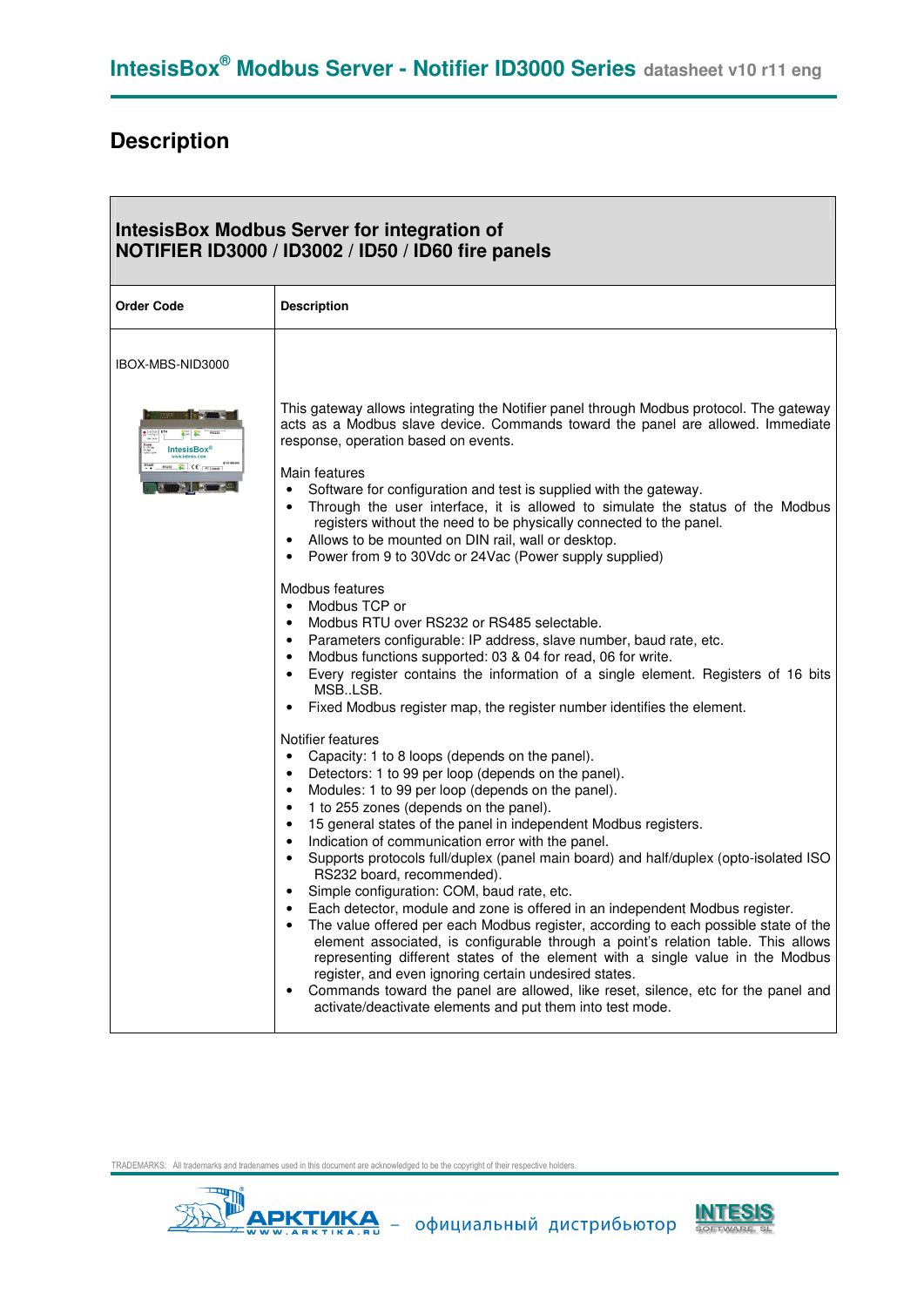# Description

| IntesisBox Modbus Server for integration of<br>NOTIFIER ID3000 / ID3002 / ID50 / ID60 fire panels | |
|---|---|
| **Order Code** | **Description** |
| IBOX-MBS-NID3000 | This gateway allows integrating the Notifier panel through Modbus protocol. The gateway acts as a Modbus slave device. Commands toward the panel are allowed. Immediate response, operation based on events.<br><br>Main features<br>• Software for configuration and test is supplied with the gateway.<br>• Through the user interface, it is allowed to simulate the status of the Modbus registers without the need to be physically connected to the panel.<br>• Allows to be mounted on DIN rail, wall or desktop.<br>• Power from 9 to 30Vdc or 24Vac (Power supply supplied)<br><br>Modbus features<br>• Modbus TCP or<br>• Modbus RTU over RS232 or RS485 selectable.<br>• Parameters configurable: IP address, slave number, baud rate, etc.<br>• Modbus functions supported: 03 & 04 for read, 06 for write.<br>• Every register contains the information of a single element. Registers of 16 bits MSB..LSB.<br>• Fixed Modbus register map, the register number identifies the element.<br><br>Notifier features<br>• Capacity: 1 to 8 loops (depends on the panel).<br>• Detectors: 1 to 99 per loop (depends on the panel).<br>• Modules: 1 to 99 per loop (depends on the panel).<br>• 1 to 255 zones (depends on the panel).<br>• 15 general states of the panel in independent Modbus registers.<br>• Indication of communication error with the panel.<br>• Supports protocols full/duplex (panel main board) and half/duplex (opto-isolated ISO RS232 board, recommended).<br>• Simple configuration: COM, baud rate, etc.<br>• Each detector, module and zone is offered in an independent Modbus register.<br>• The value offered per each Modbus register, according to each possible state of the element associated, is configurable through a point's relation table. This allows representing different states of the element with a single value in the Modbus register, and even ignoring certain undesired states.<br>• Commands toward the panel are allowed, like reset, silence, etc for the panel and activate/deactivate elements and put them into test mode. |

TRADEMARKS: All trademarks and tradenames used in this document are acknowledged to be the copyright of their respective holders.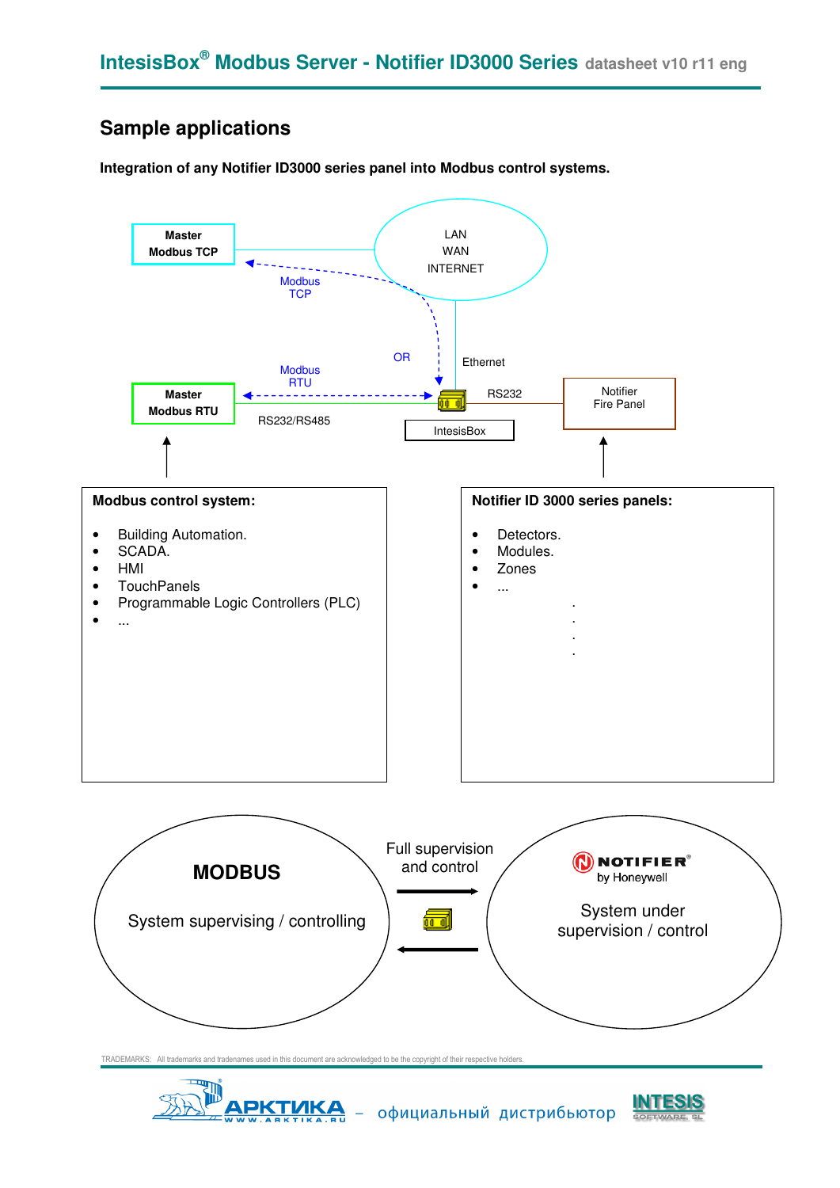## Sample applications

**Integration of any Notifier ID3000 series panel into Modbus control systems.**

Master Modbus TCP

LAN
WAN
INTERNET

Modbus TCP

OR

Ethernet

Master Modbus RTU

Modbus RTU

RS232/RS485

RS232

IntesisBox

Notifier Fire Panel

**Modbus control system:**

- Building Automation.
- SCADA.
- HMI
- TouchPanels
- Programmable Logic Controllers (PLC)
- ...

**Notifier ID 3000 series panels:**

- Detectors.
- Modules.
- Zones
- ...

.
.
.
.

**MODBUS**

System supervising / controlling

Full supervision and control

NOTIFIER by Honeywell

System under supervision / control

TRADEMARKS: All trademarks and tradenames used in this document are acknowledged to be the copyright of their respective holders.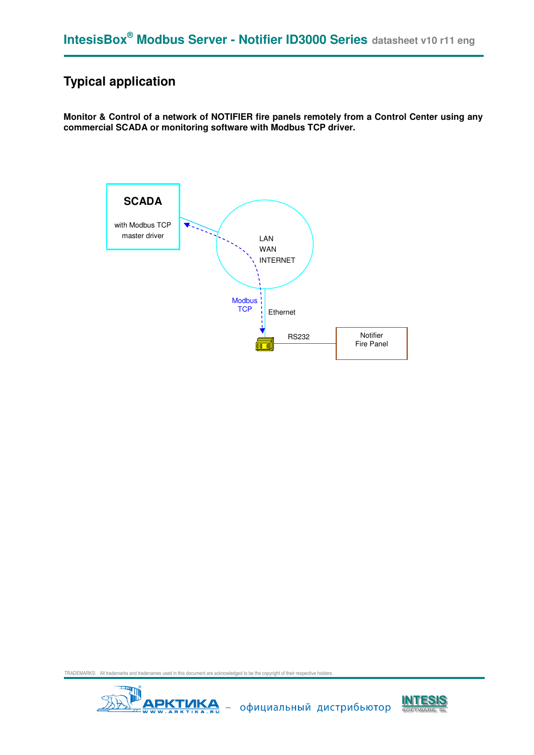## Typical application

**Monitor & Control of a network of NOTIFIER fire panels remotely from a Control Center using any commercial SCADA or monitoring software with Modbus TCP driver.**

SCADA

with Modbus TCP master driver

LAN
WAN
INTERNET

Modbus TCP

Ethernet

RS232

Notifier Fire Panel

TRADEMARKS: All trademarks and tradenames used in this document are acknowledged to be the copyright of their respective holders.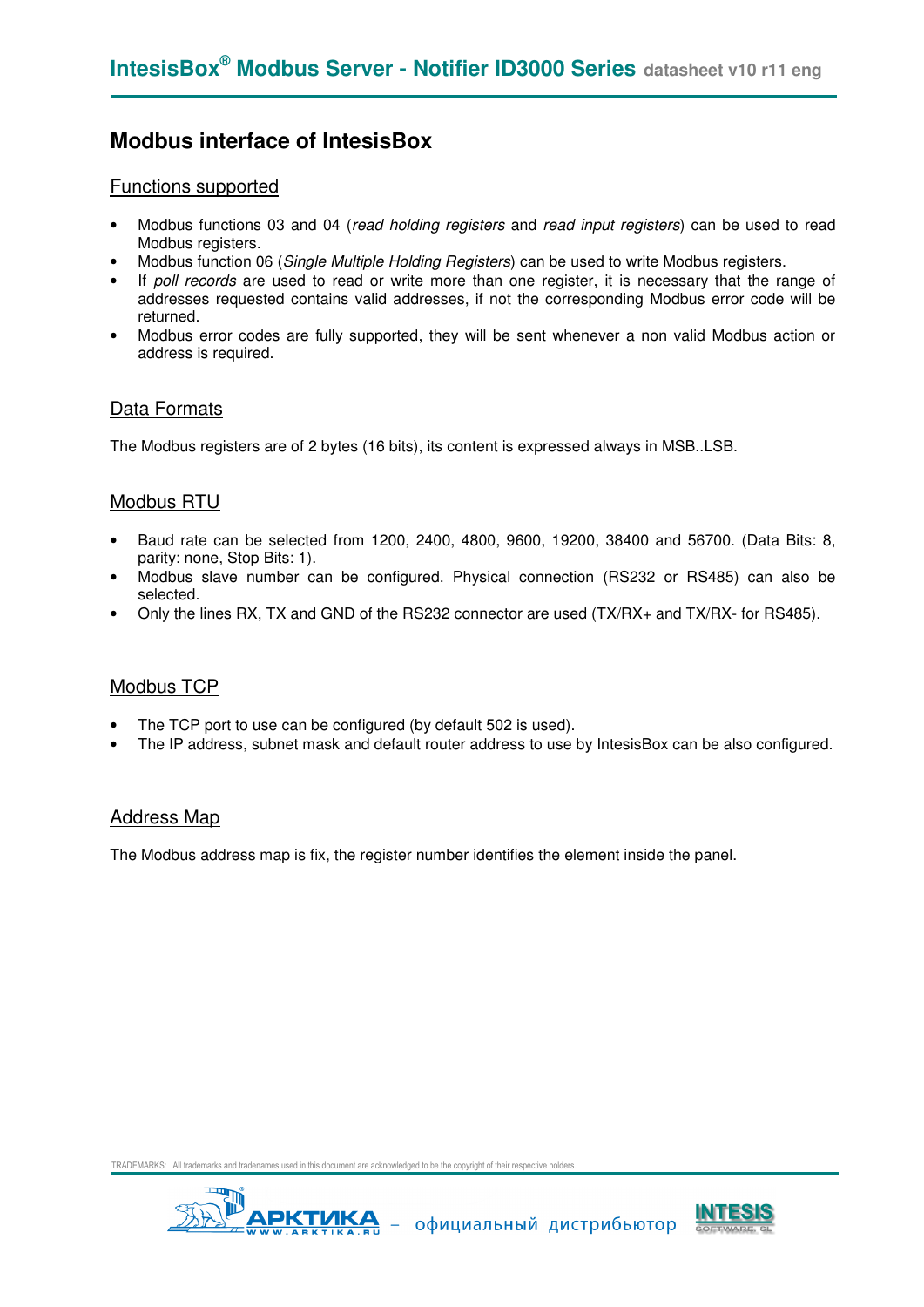# Modbus interface of IntesisBox

## Functions supported

- Modbus functions 03 and 04 (*read holding registers* and *read input registers*) can be used to read Modbus registers.
- Modbus function 06 (*Single Multiple Holding Registers*) can be used to write Modbus registers.
- If *poll records* are used to read or write more than one register, it is necessary that the range of addresses requested contains valid addresses, if not the corresponding Modbus error code will be returned.
- Modbus error codes are fully supported, they will be sent whenever a non valid Modbus action or address is required.

## Data Formats

The Modbus registers are of 2 bytes (16 bits), its content is expressed always in MSB..LSB.

## Modbus RTU

- Baud rate can be selected from 1200, 2400, 4800, 9600, 19200, 38400 and 56700. (Data Bits: 8, parity: none, Stop Bits: 1).
- Modbus slave number can be configured. Physical connection (RS232 or RS485) can also be selected.
- Only the lines RX, TX and GND of the RS232 connector are used (TX/RX+ and TX/RX- for RS485).

## Modbus TCP

- The TCP port to use can be configured (by default 502 is used).
- The IP address, subnet mask and default router address to use by IntesisBox can be also configured.

## Address Map

The Modbus address map is fix, the register number identifies the element inside the panel.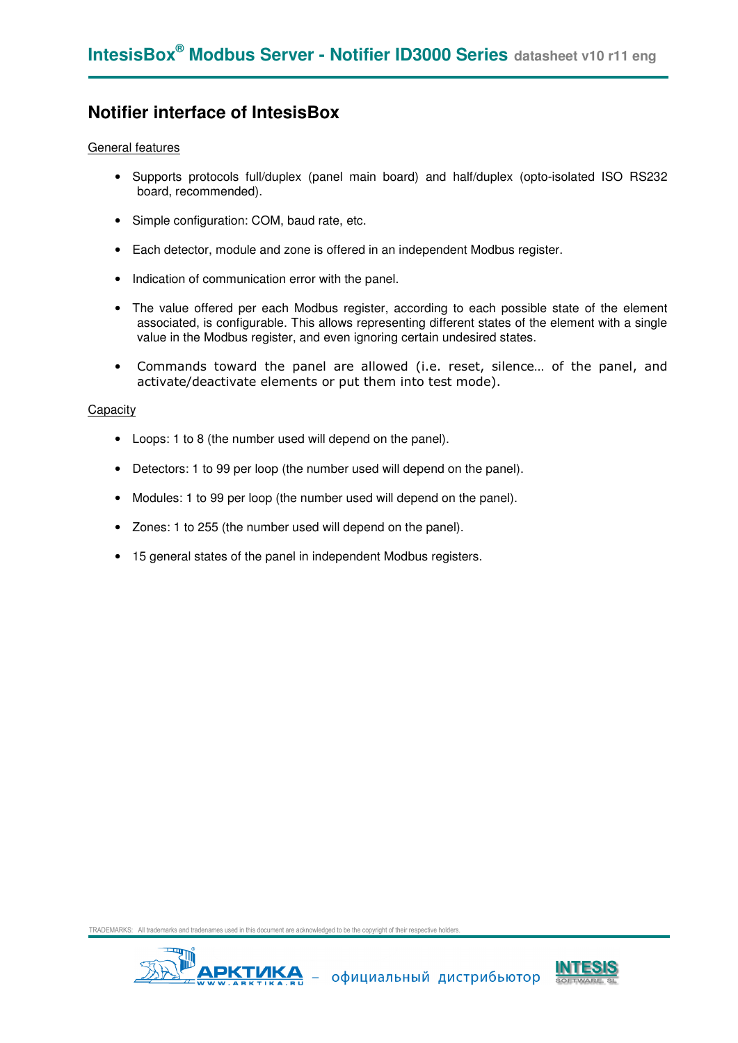## Notifier interface of IntesisBox

General features

- Supports protocols full/duplex (panel main board) and half/duplex (opto-isolated ISO RS232 board, recommended).
- Simple configuration: COM, baud rate, etc.
- Each detector, module and zone is offered in an independent Modbus register.
- Indication of communication error with the panel.
- The value offered per each Modbus register, according to each possible state of the element associated, is configurable. This allows representing different states of the element with a single value in the Modbus register, and even ignoring certain undesired states.
- Commands toward the panel are allowed (i.e. reset, silence… of the panel, and activate/deactivate elements or put them into test mode).

Capacity

- Loops: 1 to 8 (the number used will depend on the panel).
- Detectors: 1 to 99 per loop (the number used will depend on the panel).
- Modules: 1 to 99 per loop (the number used will depend on the panel).
- Zones: 1 to 255 (the number used will depend on the panel).
- 15 general states of the panel in independent Modbus registers.

TRADEMARKS: All trademarks and tradenames used in this document are acknowledged to be the copyright of their respective holders.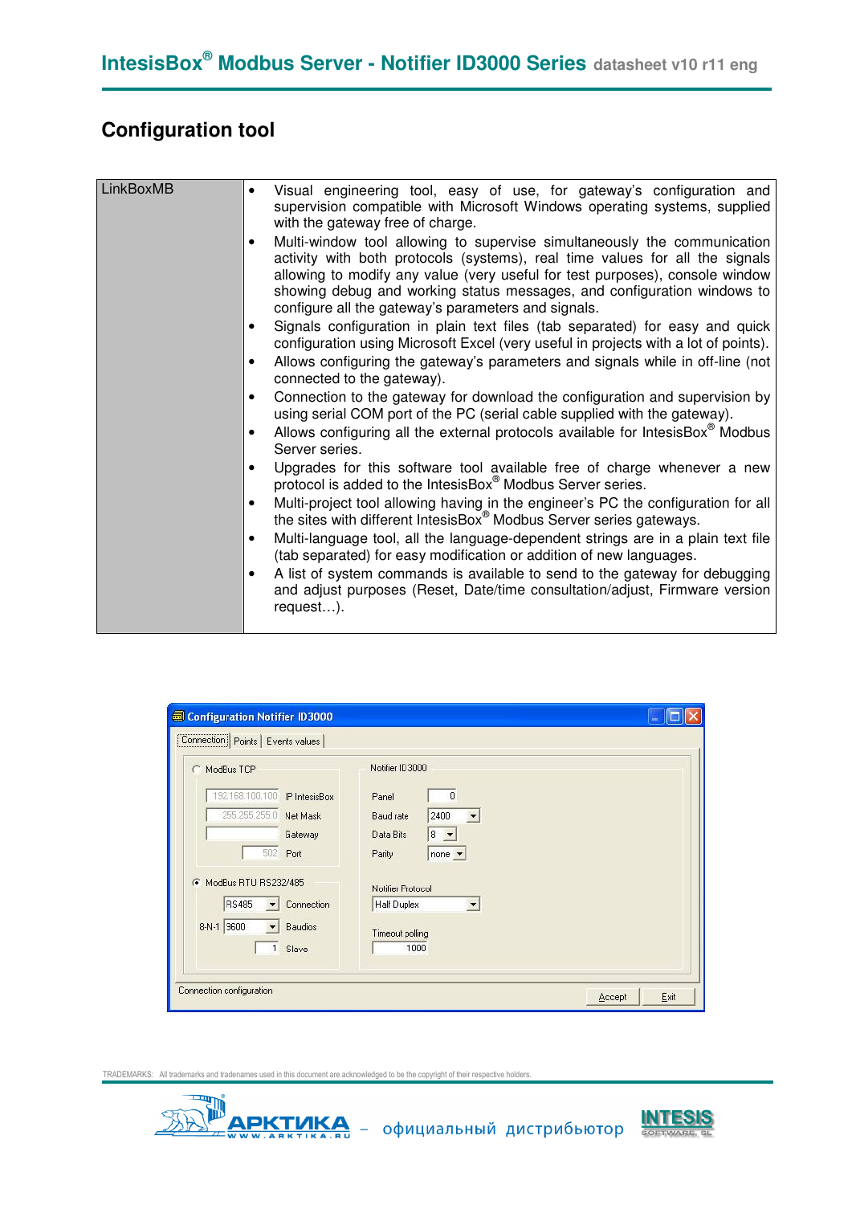## Configuration tool

| LinkBoxMB | • Visual engineering tool, easy of use, for gateway's configuration and supervision compatible with Microsoft Windows operating systems, supplied with the gateway free of charge.<br>• Multi-window tool allowing to supervise simultaneously the communication activity with both protocols (systems), real time values for all the signals allowing to modify any value (very useful for test purposes), console window showing debug and working status messages, and configuration windows to configure all the gateway's parameters and signals.<br>• Signals configuration in plain text files (tab separated) for easy and quick configuration using Microsoft Excel (very useful in projects with a lot of points).<br>• Allows configuring the gateway's parameters and signals while in off-line (not connected to the gateway).<br>• Connection to the gateway for download the configuration and supervision by using serial COM port of the PC (serial cable supplied with the gateway).<br>• Allows configuring all the external protocols available for IntesisBox® Modbus Server series.<br>• Upgrades for this software tool available free of charge whenever a new protocol is added to the IntesisBox® Modbus Server series.<br>• Multi-project tool allowing having in the engineer's PC the configuration for all the sites with different IntesisBox® Modbus Server series gateways.<br>• Multi-language tool, all the language-dependent strings are in a plain text file (tab separated) for easy modification or addition of new languages.<br>• A list of system commands is available to send to the gateway for debugging and adjust purposes (Reset, Date/time consultation/adjust, Firmware version request…). |
|---|---|

TRADEMARKS: All trademarks and tradenames used in this document are acknowledged to be the copyright of their respective holders.

АРКТИКА – официальный дистрибьютор INTESIS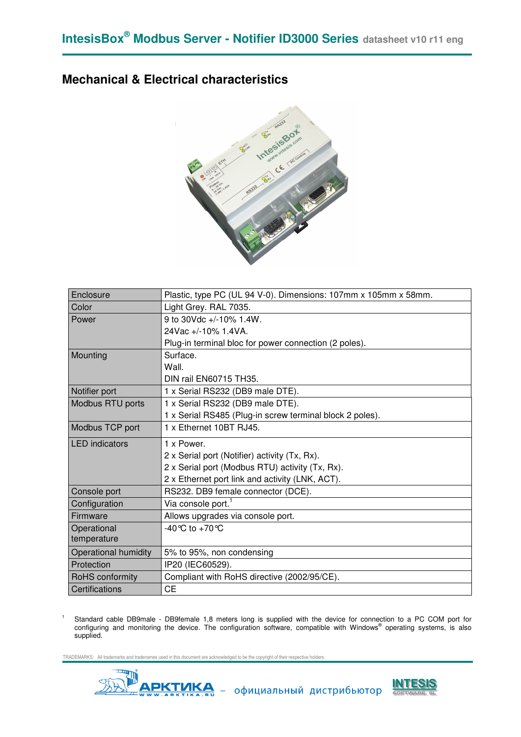## Mechanical & Electrical characteristics

| Enclosure | Plastic, type PC (UL 94 V-0). Dimensions: 107mm x 105mm x 58mm. |
|---|---|
| Color | Light Grey. RAL 7035. |
| Power | 9 to 30Vdc +/-10% 1.4W.<br>24Vac +/-10% 1.4VA.<br>Plug-in terminal bloc for power connection (2 poles). |
| Mounting | Surface.<br>Wall.<br>DIN rail EN60715 TH35. |
| Notifier port | 1 x Serial RS232 (DB9 male DTE). |
| Modbus RTU ports | 1 x Serial RS232 (DB9 male DTE).<br>1 x Serial RS485 (Plug-in screw terminal block 2 poles). |
| Modbus TCP port | 1 x Ethernet 10BT RJ45. |
| LED indicators | 1 x Power.<br>2 x Serial port (Notifier) activity (Tx, Rx).<br>2 x Serial port (Modbus RTU) activity (Tx, Rx).<br>2 x Ethernet port link and activity (LNK, ACT). |
| Console port | RS232. DB9 female connector (DCE). |
| Configuration | Via console port.[1] |
| Firmware | Allows upgrades via console port. |
| Operational temperature | -40°C to +70°C |
| Operational humidity | 5% to 95%, non condensing |
| Protection | IP20 (IEC60529). |
| RoHS conformity | Compliant with RoHS directive (2002/95/CE). |
| Certifications | CE |

[1] Standard cable DB9male - DB9female 1,8 meters long is supplied with the device for connection to a PC COM port for configuring and monitoring the device. The configuration software, compatible with Windows® operating systems, is also supplied.

TRADEMARKS: All trademarks and tradenames used in this document are acknowledged to be the copyright of their respective holders.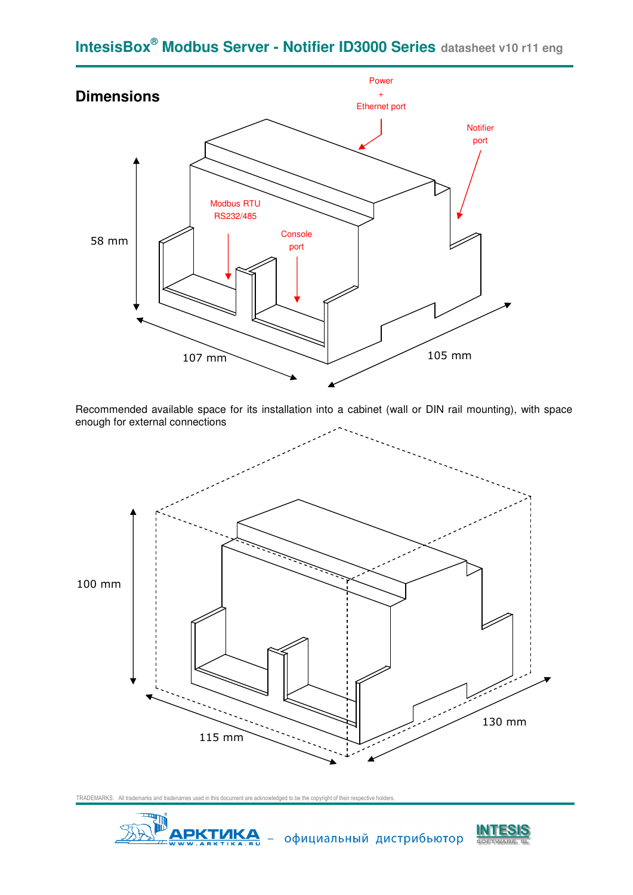## Dimensions

Power
+
Ethernet port

Notifier
port

Modbus RTU
RS232/485

Console
port

58 mm

107 mm

105 mm

Recommended available space for its installation into a cabinet (wall or DIN rail mounting), with space enough for external connections

100 mm

115 mm

130 mm

TRADEMARKS: All trademarks and tradenames used in this document are acknowledged to be the copyright of their respective holders.

АРКТИКА WWW.ARKTIKA.RU – официальный дистрибьютор INTESIS SOFTWARE SL